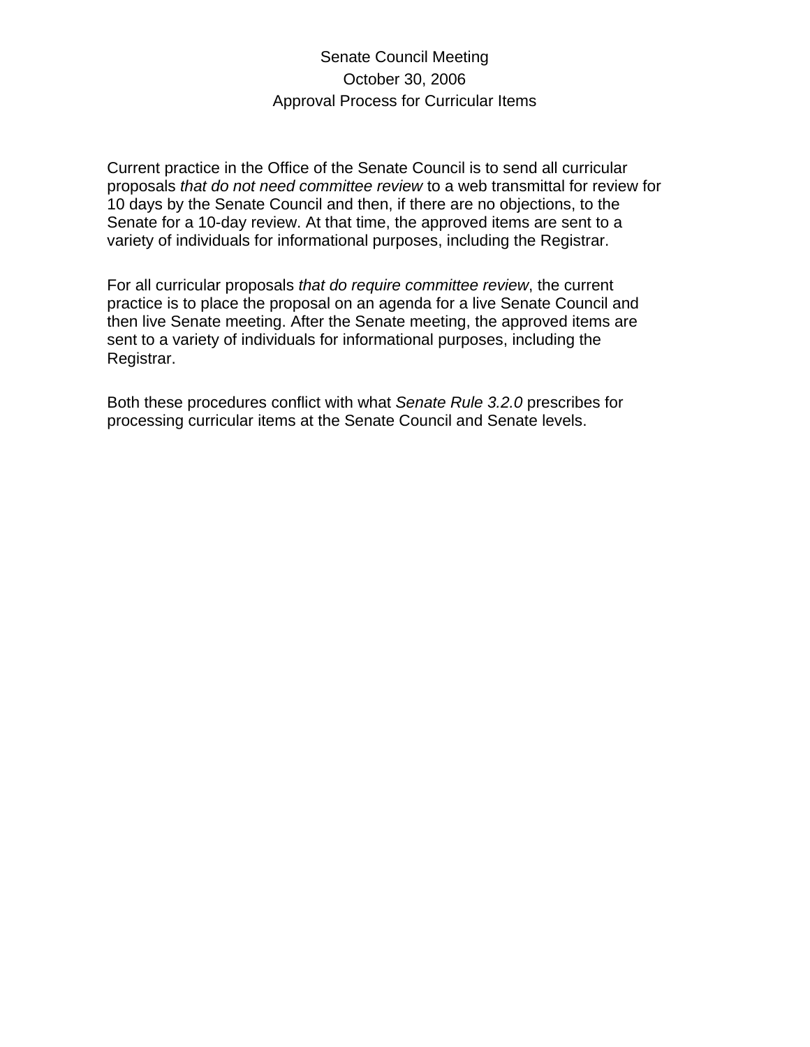Senate Council Meeting

October 30, 2006

Approval Process for Curricular Items

Current practice in the Office of the Senate Council is to send all curricular proposals *that do not need committee review* to a web transmittal for review for 10 days by the Senate Council and then, if there are no objections, to the Senate for a 10-day review. At that time, the approved items are sent to a variety of individuals for informational purposes, including the Registrar.

For all curricular proposals *that do require committee review*, the current practice is to place the proposal on an agenda for a live Senate Council and then live Senate meeting. After the Senate meeting, the approved items are sent to a variety of individuals for informational purposes, including the Registrar.

Both these procedures conflict with what *Senate Rule 3.2.0* prescribes for processing curricular items at the Senate Council and Senate levels.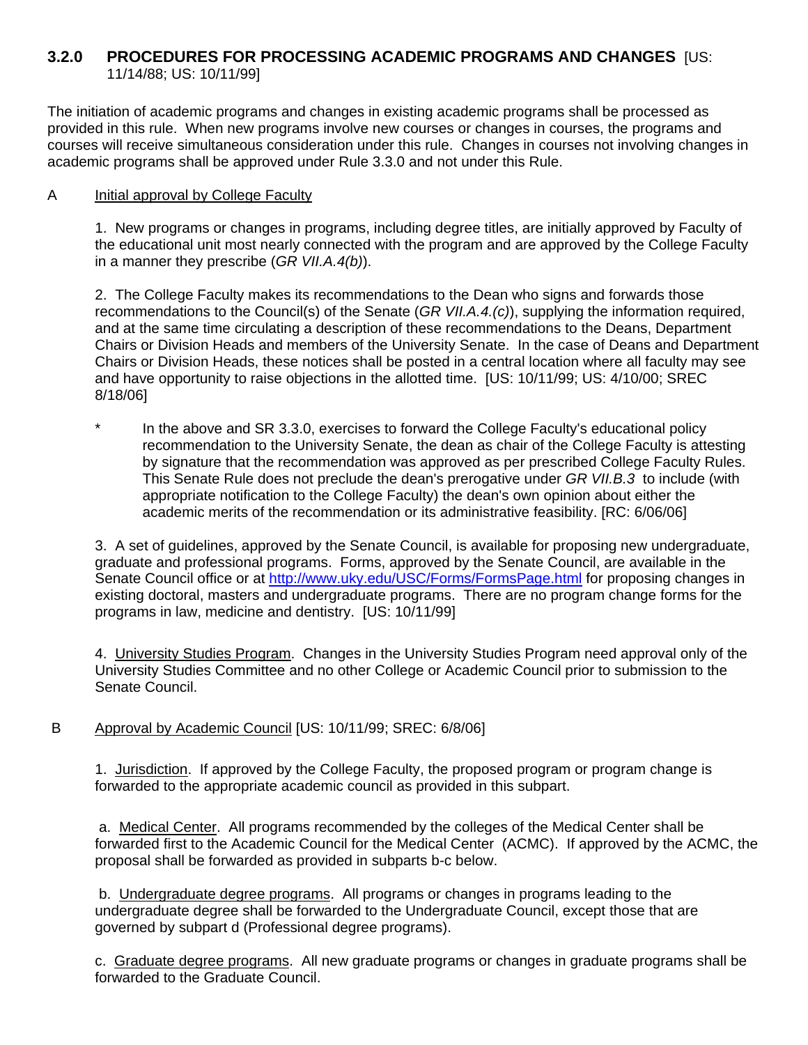### 3.2.0 PROCEDURES FOR PROCESSING ACADEMIC PROGRAMS AND CHANGES [US: 11/14/88; US: 10/11/99]

The initiation of academic programs and changes in existing academic programs shall be processed as provided in this rule. When new programs involve new courses or changes in courses, the programs and courses will receive simultaneous consideration under this rule. Changes in courses not involving changes in academic programs shall be approved under Rule 3.3.0 and not under this Rule.

A <u>Initial approval by College Faculty</u>

1. New programs or changes in programs, including degree titles, are initially approved by Faculty of the educational unit most nearly connected with the program and are approved by the College Faculty in a manner they prescribe (*GR VII.A.4(b)*).

2. The College Faculty makes its recommendations to the Dean who signs and forwards those recommendations to the Council(s) of the Senate (*GR VII.A.4.(c)*), supplying the information required, and at the same time circulating a description of these recommendations to the Deans, Department Chairs or Division Heads and members of the University Senate. In the case of Deans and Department Chairs or Division Heads, these notices shall be posted in a central location where all faculty may see and have opportunity to raise objections in the allotted time. [US: 10/11/99; US: 4/10/00; SREC 8/18/06]

\* In the above and SR 3.3.0, exercises to forward the College Faculty's educational policy recommendation to the University Senate, the dean as chair of the College Faculty is attesting by signature that the recommendation was approved as per prescribed College Faculty Rules. This Senate Rule does not preclude the dean's prerogative under *GR VII.B.3* to include (with appropriate notification to the College Faculty) the dean's own opinion about either the academic merits of the recommendation or its administrative feasibility. [RC: 6/06/06]

3. A set of guidelines, approved by the Senate Council, is available for proposing new undergraduate, graduate and professional programs. Forms, approved by the Senate Council, are available in the Senate Council office or at http://www.uky.edu/USC/Forms/FormsPage.html for proposing changes in existing doctoral, masters and undergraduate programs. There are no program change forms for the programs in law, medicine and dentistry. [US: 10/11/99]

4. <u>University Studies Program</u>. Changes in the University Studies Program need approval only of the University Studies Committee and no other College or Academic Council prior to submission to the Senate Council.

B <u>Approval by Academic Council</u> [US: 10/11/99; SREC: 6/8/06]

1. <u>Jurisdiction</u>. If approved by the College Faculty, the proposed program or program change is forwarded to the appropriate academic council as provided in this subpart.

a. <u>Medical Center</u>. All programs recommended by the colleges of the Medical Center shall be forwarded first to the Academic Council for the Medical Center (ACMC). If approved by the ACMC, the proposal shall be forwarded as provided in subparts b-c below.

b. <u>Undergraduate degree programs</u>. All programs or changes in programs leading to the undergraduate degree shall be forwarded to the Undergraduate Council, except those that are governed by subpart d (Professional degree programs).

c. <u>Graduate degree programs</u>. All new graduate programs or changes in graduate programs shall be forwarded to the Graduate Council.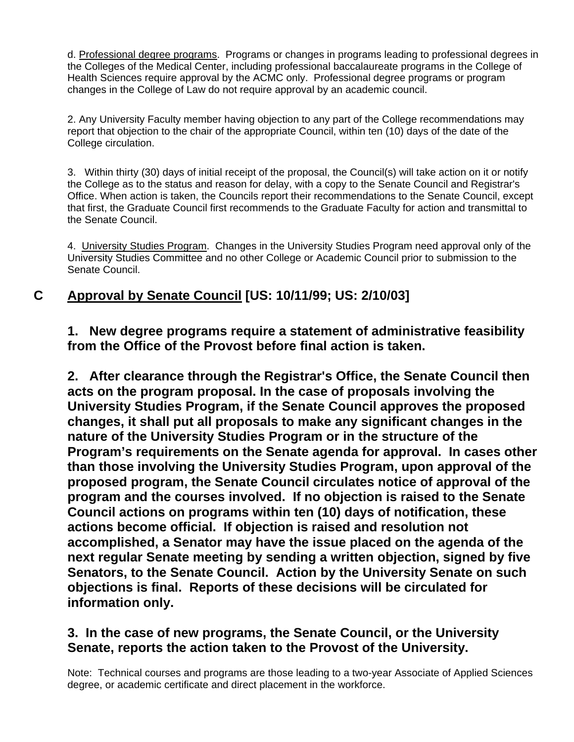d. <u>Professional degree programs</u>. Programs or changes in programs leading to professional degrees in the Colleges of the Medical Center, including professional baccalaureate programs in the College of Health Sciences require approval by the ACMC only. Professional degree programs or program changes in the College of Law do not require approval by an academic council.

2. Any University Faculty member having objection to any part of the College recommendations may report that objection to the chair of the appropriate Council, within ten (10) days of the date of the College circulation.

3. Within thirty (30) days of initial receipt of the proposal, the Council(s) will take action on it or notify the College as to the status and reason for delay, with a copy to the Senate Council and Registrar's Office. When action is taken, the Councils report their recommendations to the Senate Council, except that first, the Graduate Council first recommends to the Graduate Faculty for action and transmittal to the Senate Council.

4. <u>University Studies Program</u>. Changes in the University Studies Program need approval only of the University Studies Committee and no other College or Academic Council prior to submission to the Senate Council.

## C <u>Approval by Senate Council</u> [US: 10/11/99; US: 2/10/03]

**1. New degree programs require a statement of administrative feasibility from the Office of the Provost before final action is taken.**

**2. After clearance through the Registrar's Office, the Senate Council then acts on the program proposal. In the case of proposals involving the University Studies Program, if the Senate Council approves the proposed changes, it shall put all proposals to make any significant changes in the nature of the University Studies Program or in the structure of the Program's requirements on the Senate agenda for approval. In cases other than those involving the University Studies Program, upon approval of the proposed program, the Senate Council circulates notice of approval of the program and the courses involved. If no objection is raised to the Senate Council actions on programs within ten (10) days of notification, these actions become official. If objection is raised and resolution not accomplished, a Senator may have the issue placed on the agenda of the next regular Senate meeting by sending a written objection, signed by five Senators, to the Senate Council. Action by the University Senate on such objections is final. Reports of these decisions will be circulated for information only.**

**3. In the case of new programs, the Senate Council, or the University Senate, reports the action taken to the Provost of the University.**

Note: Technical courses and programs are those leading to a two-year Associate of Applied Sciences degree, or academic certificate and direct placement in the workforce.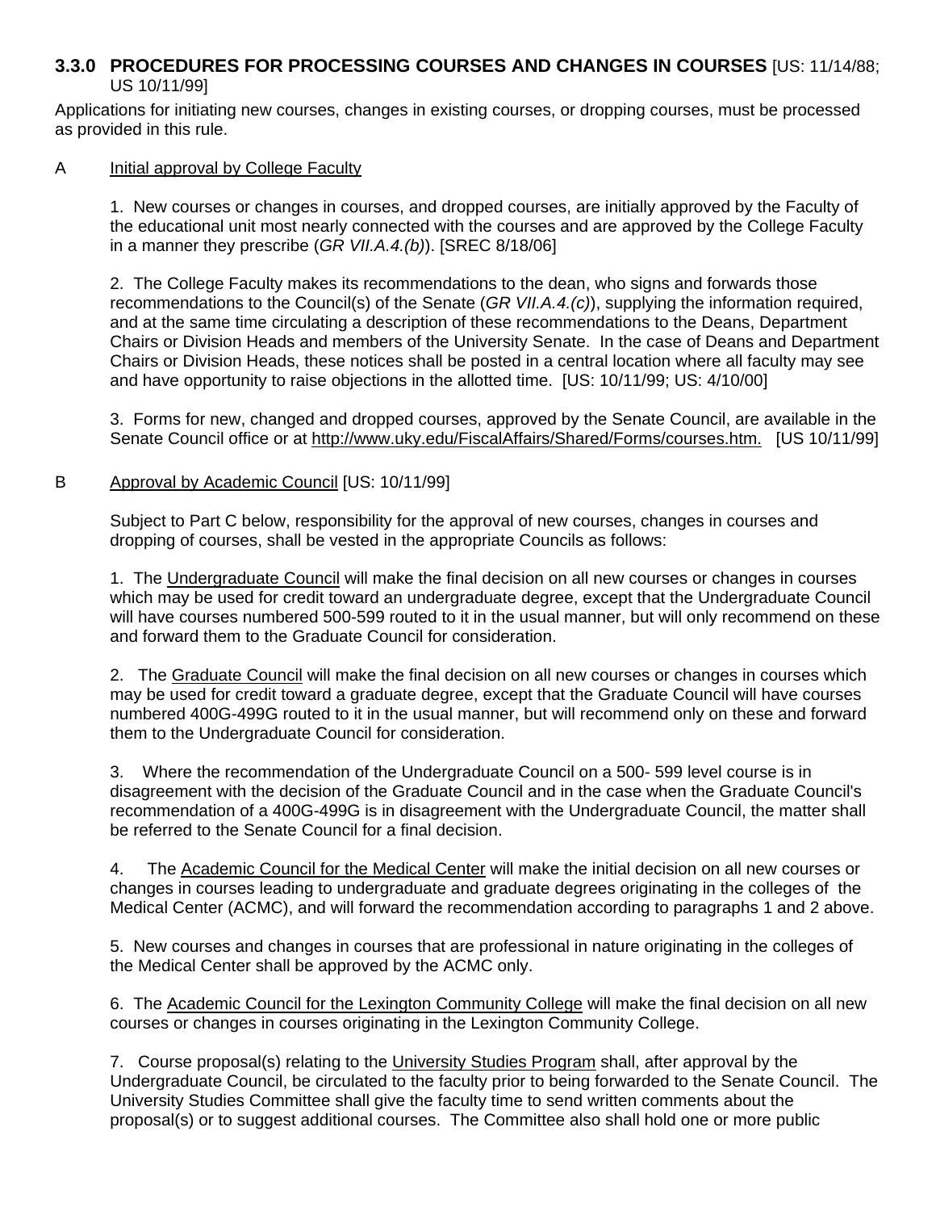### 3.3.0 PROCEDURES FOR PROCESSING COURSES AND CHANGES IN COURSES [US: 11/14/88; US 10/11/99]

Applications for initiating new courses, changes in existing courses, or dropping courses, must be processed as provided in this rule.

A Initial approval by College Faculty

1. New courses or changes in courses, and dropped courses, are initially approved by the Faculty of the educational unit most nearly connected with the courses and are approved by the College Faculty in a manner they prescribe (*GR VII.A.4.(b)*). [SREC 8/18/06]

2. The College Faculty makes its recommendations to the dean, who signs and forwards those recommendations to the Council(s) of the Senate (*GR VII.A.4.(c)*), supplying the information required, and at the same time circulating a description of these recommendations to the Deans, Department Chairs or Division Heads and members of the University Senate. In the case of Deans and Department Chairs or Division Heads, these notices shall be posted in a central location where all faculty may see and have opportunity to raise objections in the allotted time. [US: 10/11/99; US: 4/10/00]

3. Forms for new, changed and dropped courses, approved by the Senate Council, are available in the Senate Council office or at http://www.uky.edu/FiscalAffairs/Shared/Forms/courses.htm. [US 10/11/99]

B Approval by Academic Council [US: 10/11/99]

Subject to Part C below, responsibility for the approval of new courses, changes in courses and dropping of courses, shall be vested in the appropriate Councils as follows:

1. The Undergraduate Council will make the final decision on all new courses or changes in courses which may be used for credit toward an undergraduate degree, except that the Undergraduate Council will have courses numbered 500-599 routed to it in the usual manner, but will only recommend on these and forward them to the Graduate Council for consideration.

2. The Graduate Council will make the final decision on all new courses or changes in courses which may be used for credit toward a graduate degree, except that the Graduate Council will have courses numbered 400G-499G routed to it in the usual manner, but will recommend only on these and forward them to the Undergraduate Council for consideration.

3. Where the recommendation of the Undergraduate Council on a 500- 599 level course is in disagreement with the decision of the Graduate Council and in the case when the Graduate Council's recommendation of a 400G-499G is in disagreement with the Undergraduate Council, the matter shall be referred to the Senate Council for a final decision.

4. The Academic Council for the Medical Center will make the initial decision on all new courses or changes in courses leading to undergraduate and graduate degrees originating in the colleges of the Medical Center (ACMC), and will forward the recommendation according to paragraphs 1 and 2 above.

5. New courses and changes in courses that are professional in nature originating in the colleges of the Medical Center shall be approved by the ACMC only.

6. The Academic Council for the Lexington Community College will make the final decision on all new courses or changes in courses originating in the Lexington Community College.

7. Course proposal(s) relating to the University Studies Program shall, after approval by the Undergraduate Council, be circulated to the faculty prior to being forwarded to the Senate Council. The University Studies Committee shall give the faculty time to send written comments about the proposal(s) or to suggest additional courses. The Committee also shall hold one or more public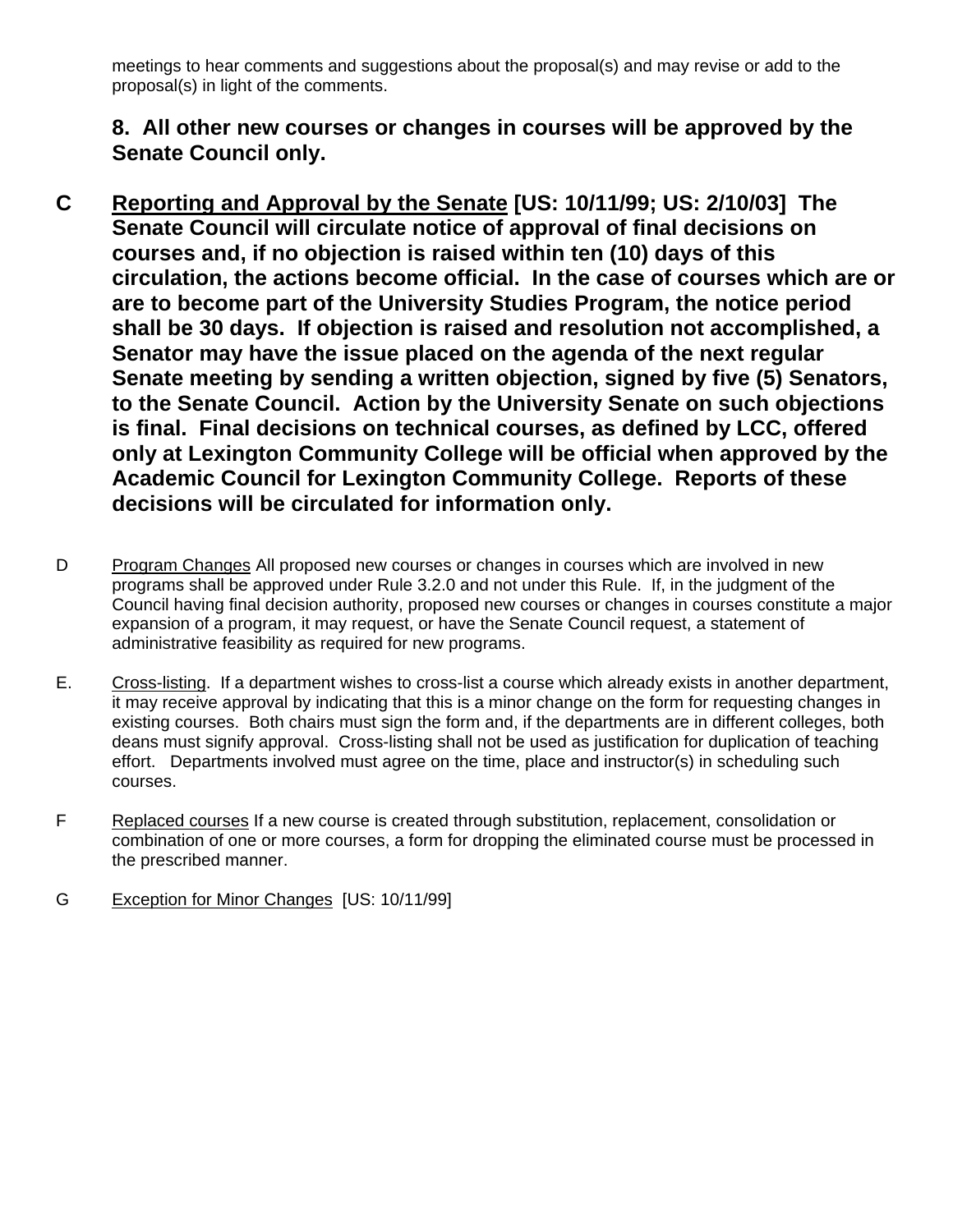meetings to hear comments and suggestions about the proposal(s) and may revise or add to the proposal(s) in light of the comments.

**8. All other new courses or changes in courses will be approved by the Senate Council only.**

**C** **<u>Reporting and Approval by the Senate</u> [US: 10/11/99; US: 2/10/03] The Senate Council will circulate notice of approval of final decisions on courses and, if no objection is raised within ten (10) days of this circulation, the actions become official. In the case of courses which are or are to become part of the University Studies Program, the notice period shall be 30 days. If objection is raised and resolution not accomplished, a Senator may have the issue placed on the agenda of the next regular Senate meeting by sending a written objection, signed by five (5) Senators, to the Senate Council. Action by the University Senate on such objections is final. Final decisions on technical courses, as defined by LCC, offered only at Lexington Community College will be official when approved by the Academic Council for Lexington Community College. Reports of these decisions will be circulated for information only.**

D <u>Program Changes</u> All proposed new courses or changes in courses which are involved in new programs shall be approved under Rule 3.2.0 and not under this Rule. If, in the judgment of the Council having final decision authority, proposed new courses or changes in courses constitute a major expansion of a program, it may request, or have the Senate Council request, a statement of administrative feasibility as required for new programs.

E. <u>Cross-listing</u>. If a department wishes to cross-list a course which already exists in another department, it may receive approval by indicating that this is a minor change on the form for requesting changes in existing courses. Both chairs must sign the form and, if the departments are in different colleges, both deans must signify approval. Cross-listing shall not be used as justification for duplication of teaching effort. Departments involved must agree on the time, place and instructor(s) in scheduling such courses.

F <u>Replaced courses</u> If a new course is created through substitution, replacement, consolidation or combination of one or more courses, a form for dropping the eliminated course must be processed in the prescribed manner.

G <u>Exception for Minor Changes</u> [US: 10/11/99]